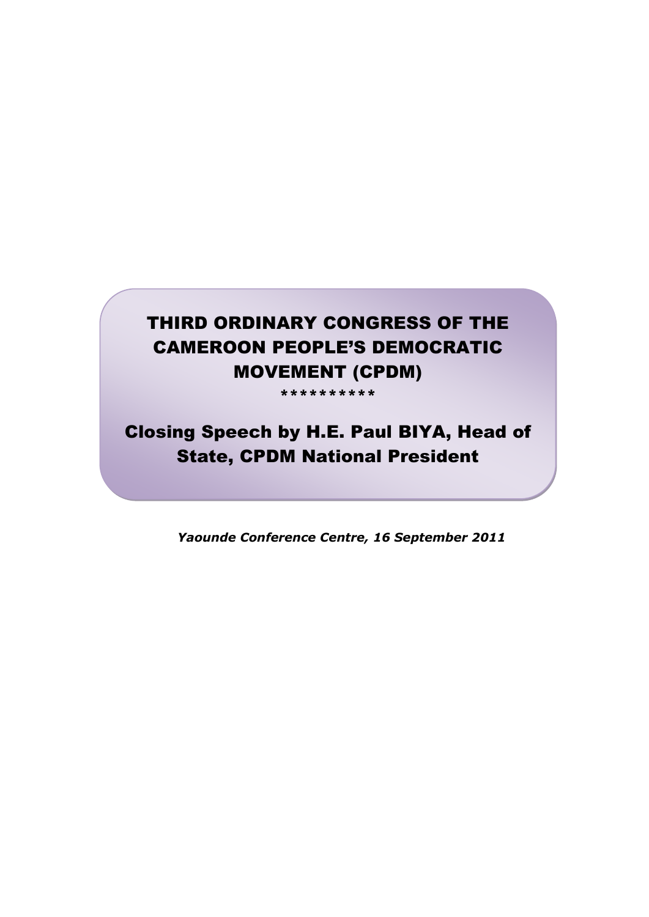# THIRD ORDINARY CONGRESS OF THE CAMEROON PEOPLE'S DEMOCRATIC MOVEMENT (CPDM)

**********

## Closing Speech by H.E. Paul BIYA, Head of State, CPDM National President

***Yaounde Conference Centre, 16 September 2011***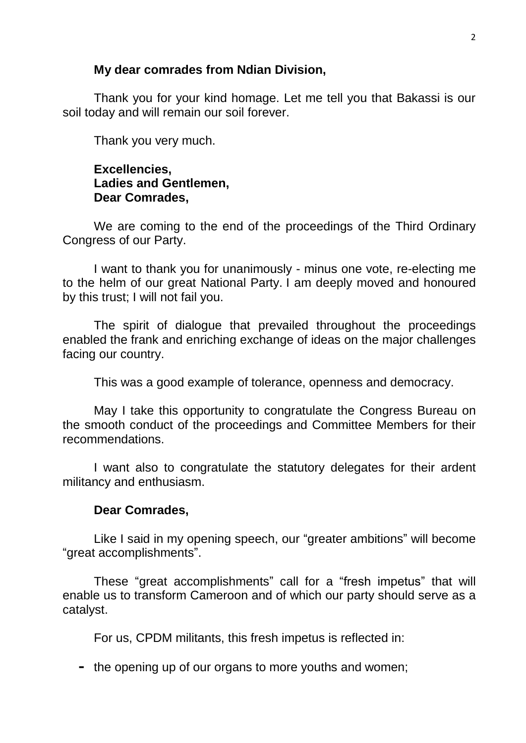**My dear comrades from Ndian Division,**

Thank you for your kind homage. Let me tell you that Bakassi is our soil today and will remain our soil forever.

Thank you very much.

**Excellencies,**
**Ladies and Gentlemen,**
**Dear Comrades,**

We are coming to the end of the proceedings of the Third Ordinary Congress of our Party.

I want to thank you for unanimously - minus one vote, re-electing me to the helm of our great National Party. I am deeply moved and honoured by this trust; I will not fail you.

The spirit of dialogue that prevailed throughout the proceedings enabled the frank and enriching exchange of ideas on the major challenges facing our country.

This was a good example of tolerance, openness and democracy.

May I take this opportunity to congratulate the Congress Bureau on the smooth conduct of the proceedings and Committee Members for their recommendations.

I want also to congratulate the statutory delegates for their ardent militancy and enthusiasm.

**Dear Comrades,**

Like I said in my opening speech, our “greater ambitions” will become “great accomplishments”.

These “great accomplishments” call for a “fresh impetus” that will enable us to transform Cameroon and of which our party should serve as a catalyst.

For us, CPDM militants, this fresh impetus is reflected in:

- the opening up of our organs to more youths and women;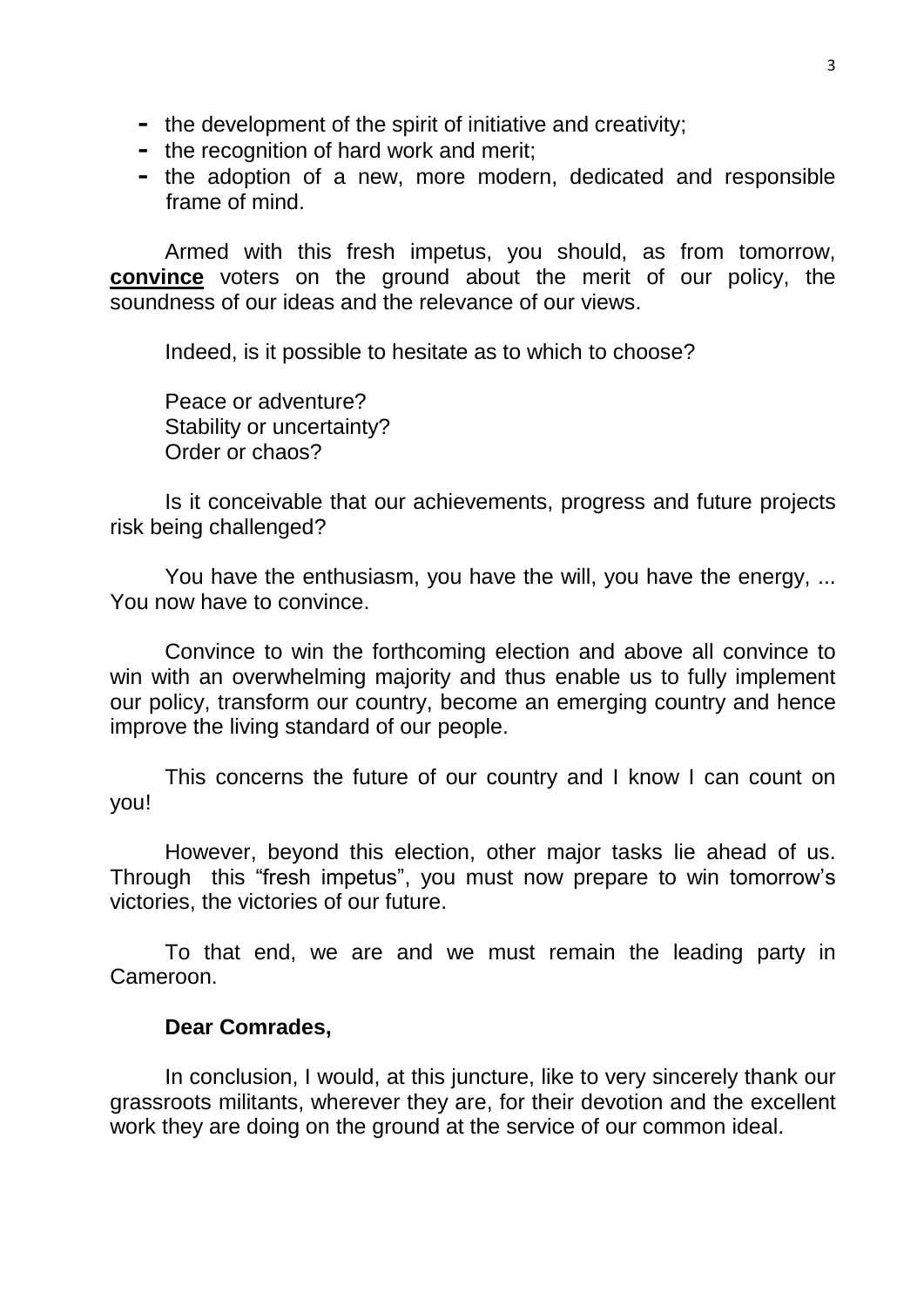- the development of the spirit of initiative and creativity;
- the recognition of hard work and merit;
- the adoption of a new, more modern, dedicated and responsible frame of mind.

Armed with this fresh impetus, you should, as from tomorrow, **convince** voters on the ground about the merit of our policy, the soundness of our ideas and the relevance of our views.

Indeed, is it possible to hesitate as to which to choose?

Peace or adventure?
Stability or uncertainty?
Order or chaos?

Is it conceivable that our achievements, progress and future projects risk being challenged?

You have the enthusiasm, you have the will, you have the energy, ... You now have to convince.

Convince to win the forthcoming election and above all convince to win with an overwhelming majority and thus enable us to fully implement our policy, transform our country, become an emerging country and hence improve the living standard of our people.

This concerns the future of our country and I know I can count on you!

However, beyond this election, other major tasks lie ahead of us. Through this "fresh impetus", you must now prepare to win tomorrow's victories, the victories of our future.

To that end, we are and we must remain the leading party in Cameroon.

**Dear Comrades,**

In conclusion, I would, at this juncture, like to very sincerely thank our grassroots militants, wherever they are, for their devotion and the excellent work they are doing on the ground at the service of our common ideal.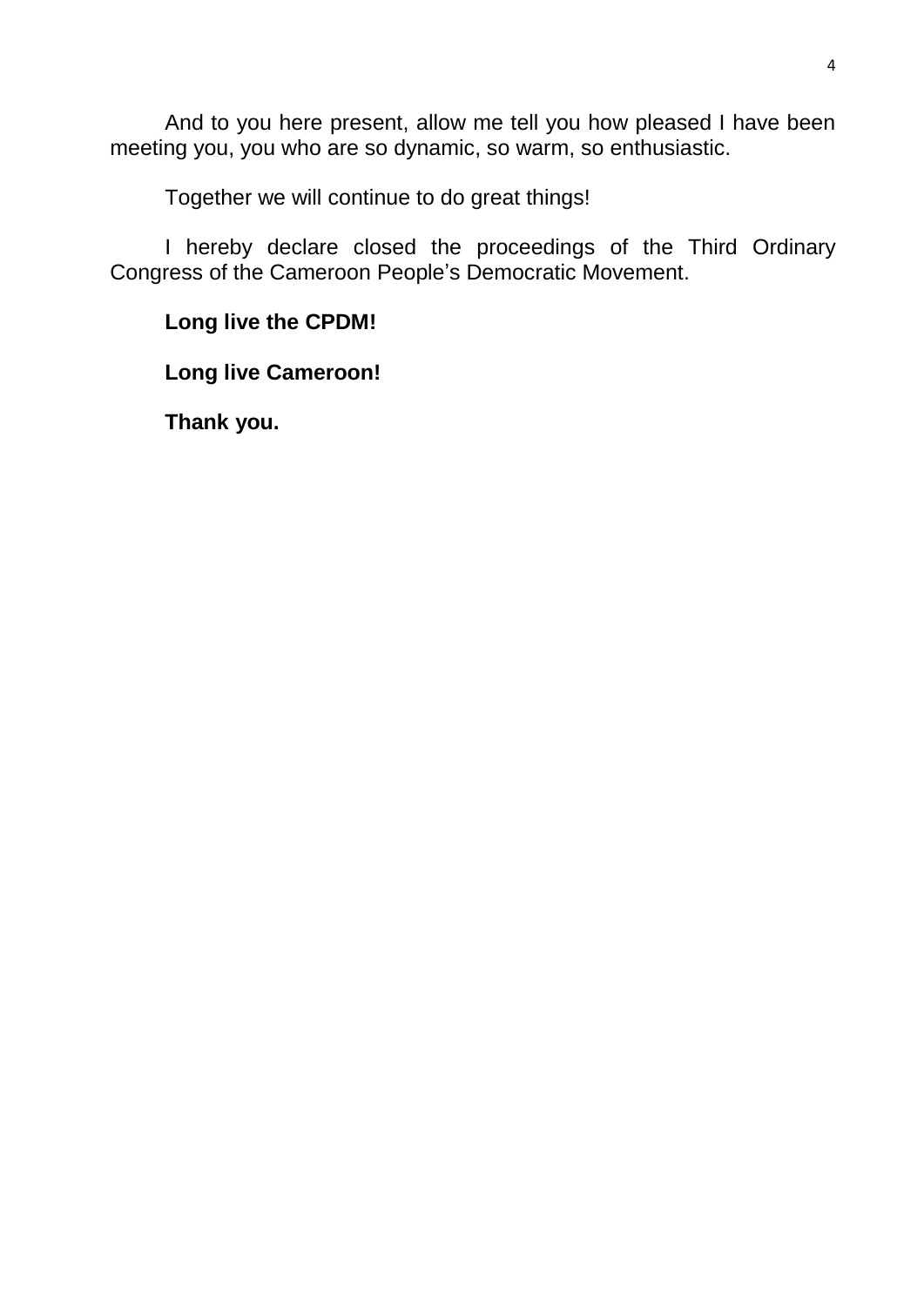And to you here present, allow me tell you how pleased I have been meeting you, you who are so dynamic, so warm, so enthusiastic.

Together we will continue to do great things!

I hereby declare closed the proceedings of the Third Ordinary Congress of the Cameroon People's Democratic Movement.

**Long live the CPDM!**

**Long live Cameroon!**

**Thank you.**